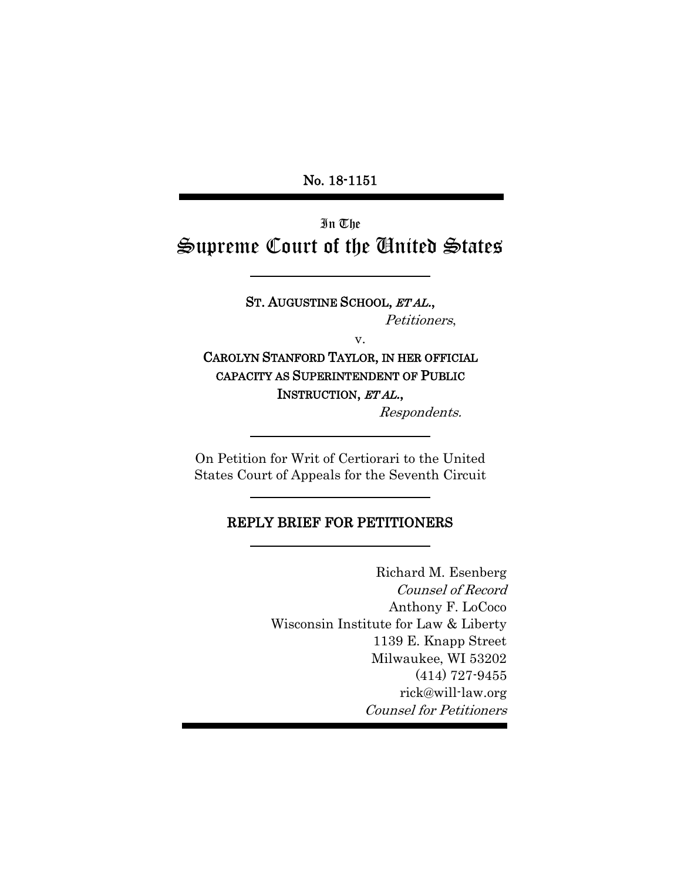**No. 18-1151**

In The

# Supreme Court of the United States

---

ST. AUGUSTINE SCHOOL, *ET AL.*,

*Petitioners*,

v.

CAROLYN STANFORD TAYLOR, IN HER OFFICIAL CAPACITY AS SUPERINTENDENT OF PUBLIC INSTRUCTION, *ET AL.*,

*Respondents.*

---

On Petition for Writ of Certiorari to the United States Court of Appeals for the Seventh Circuit

---

## REPLY BRIEF FOR PETITIONERS

---

Richard M. Esenberg
*Counsel of Record*
Anthony F. LoCoco
Wisconsin Institute for Law & Liberty
1139 E. Knapp Street
Milwaukee, WI 53202
(414) 727-9455
rick@will-law.org
*Counsel for Petitioners*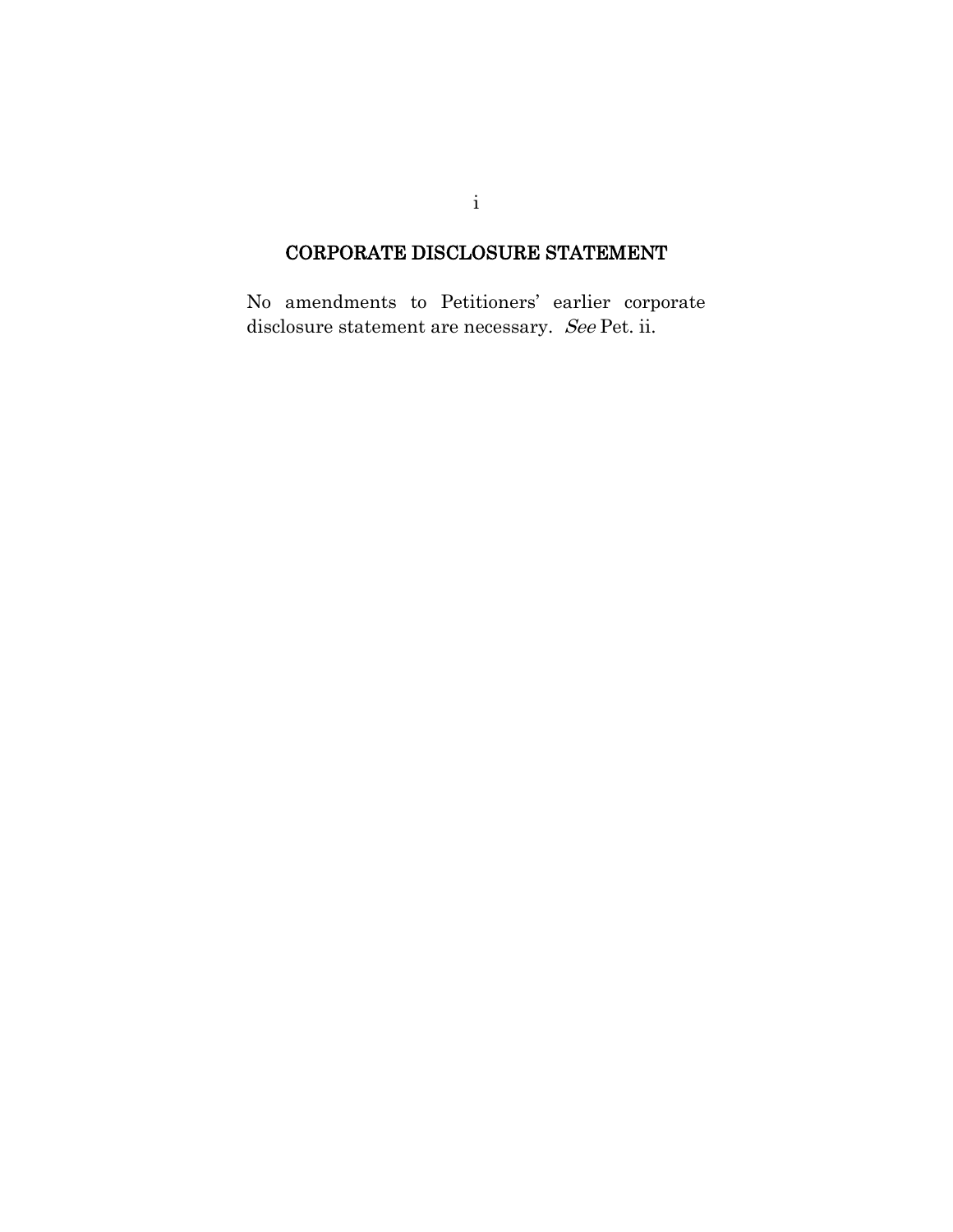## CORPORATE DISCLOSURE STATEMENT

No amendments to Petitioners' earlier corporate disclosure statement are necessary. *See* Pet. ii.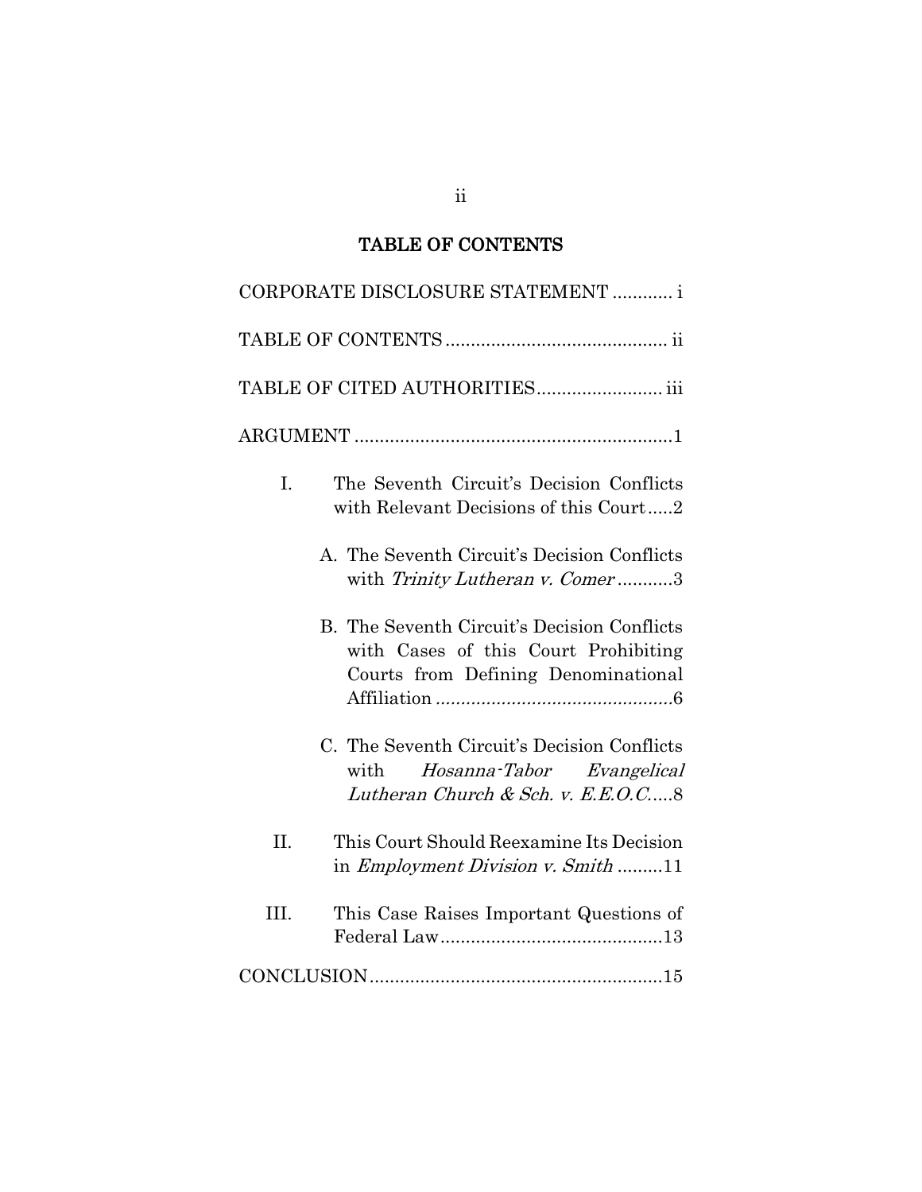## TABLE OF CONTENTS

CORPORATE DISCLOSURE STATEMENT ............ i

TABLE OF CONTENTS ............................................ ii

TABLE OF CITED AUTHORITIES......................... iii

ARGUMENT ...............................................................1

I. The Seventh Circuit's Decision Conflicts with Relevant Decisions of this Court.....2

  A. The Seventh Circuit's Decision Conflicts with *Trinity Lutheran v. Comer* ...........3

  B. The Seventh Circuit's Decision Conflicts with Cases of this Court Prohibiting Courts from Defining Denominational Affiliation ...............................................6

  C. The Seventh Circuit's Decision Conflicts with *Hosanna-Tabor Evangelical Lutheran Church & Sch. v. E.E.O.C.*.....8

II. This Court Should Reexamine Its Decision in *Employment Division v. Smith* .........11

III. This Case Raises Important Questions of Federal Law............................................13

CONCLUSION..........................................................15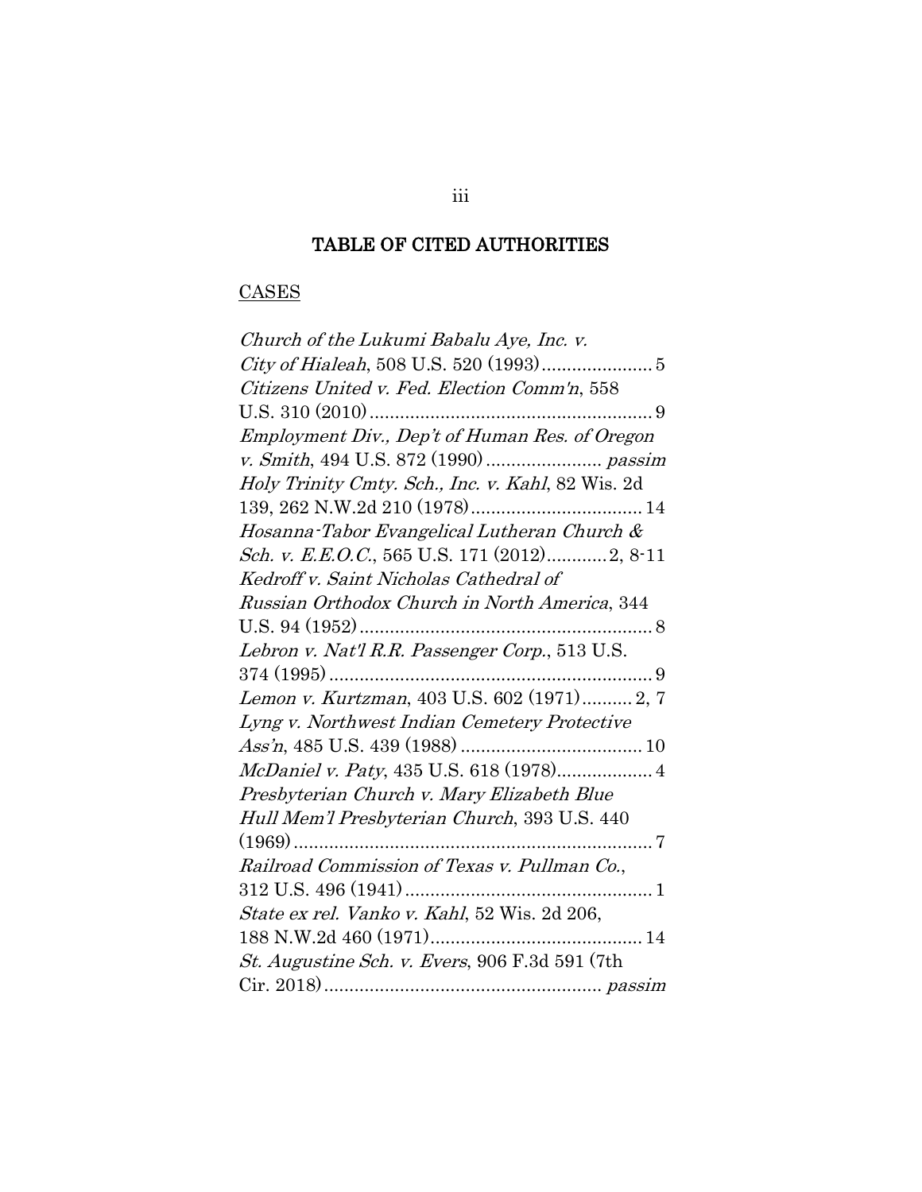## TABLE OF CITED AUTHORITIES

CASES

*Church of the Lukumi Babalu Aye, Inc. v. City of Hialeah*, 508 U.S. 520 (1993)...................... 5

*Citizens United v. Fed. Election Comm'n*, 558 U.S. 310 (2010)........................................................ 9

*Employment Div., Dep't of Human Res. of Oregon v. Smith*, 494 U.S. 872 (1990)....................... *passim*

*Holy Trinity Cmty. Sch., Inc. v. Kahl*, 82 Wis. 2d 139, 262 N.W.2d 210 (1978).................................. 14

*Hosanna-Tabor Evangelical Lutheran Church & Sch. v. E.E.O.C.*, 565 U.S. 171 (2012)............ 2, 8-11

*Kedroff v. Saint Nicholas Cathedral of Russian Orthodox Church in North America*, 344 U.S. 94 (1952).......................................................... 8

*Lebron v. Nat'l R.R. Passenger Corp.*, 513 U.S. 374 (1995)................................................................. 9

*Lemon v. Kurtzman*, 403 U.S. 602 (1971).......... 2, 7

*Lyng v. Northwest Indian Cemetery Protective Ass'n*, 485 U.S. 439 (1988).................................... 10

*McDaniel v. Paty*, 435 U.S. 618 (1978)................... 4

*Presbyterian Church v. Mary Elizabeth Blue Hull Mem'l Presbyterian Church*, 393 U.S. 440 (1969)........................................................................ 7

*Railroad Commission of Texas v. Pullman Co.*, 312 U.S. 496 (1941)................................................. 1

*State ex rel. Vanko v. Kahl*, 52 Wis. 2d 206, 188 N.W.2d 460 (1971).......................................... 14

*St. Augustine Sch. v. Evers*, 906 F.3d 591 (7th Cir. 2018)....................................................... *passim*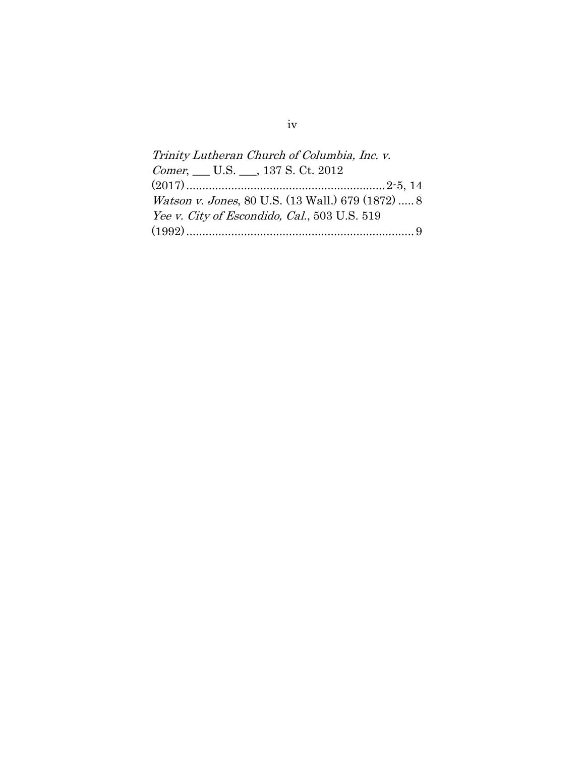*Trinity Lutheran Church of Columbia, Inc. v. Comer*, ___ U.S. ___, 137 S. Ct. 2012 (2017) .............................................................. 2-5, 14

*Watson v. Jones*, 80 U.S. (13 Wall.) 679 (1872) ..... 8

*Yee v. City of Escondido, Cal.*, 503 U.S. 519 (1992) ........................................................................ 9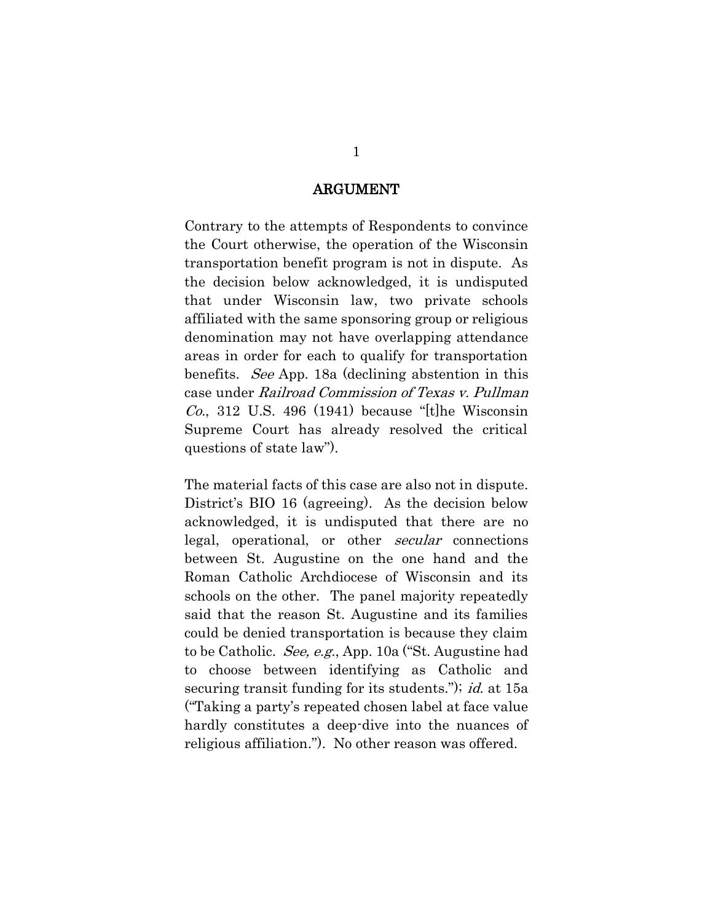# ARGUMENT

Contrary to the attempts of Respondents to convince the Court otherwise, the operation of the Wisconsin transportation benefit program is not in dispute. As the decision below acknowledged, it is undisputed that under Wisconsin law, two private schools affiliated with the same sponsoring group or religious denomination may not have overlapping attendance areas in order for each to qualify for transportation benefits. *See* App. 18a (declining abstention in this case under *Railroad Commission of Texas v. Pullman Co.*, 312 U.S. 496 (1941) because "[t]he Wisconsin Supreme Court has already resolved the critical questions of state law").

The material facts of this case are also not in dispute. District's BIO 16 (agreeing). As the decision below acknowledged, it is undisputed that there are no legal, operational, or other *secular* connections between St. Augustine on the one hand and the Roman Catholic Archdiocese of Wisconsin and its schools on the other. The panel majority repeatedly said that the reason St. Augustine and its families could be denied transportation is because they claim to be Catholic. *See, e.g.*, App. 10a ("St. Augustine had to choose between identifying as Catholic and securing transit funding for its students."); *id.* at 15a ("Taking a party's repeated chosen label at face value hardly constitutes a deep-dive into the nuances of religious affiliation."). No other reason was offered.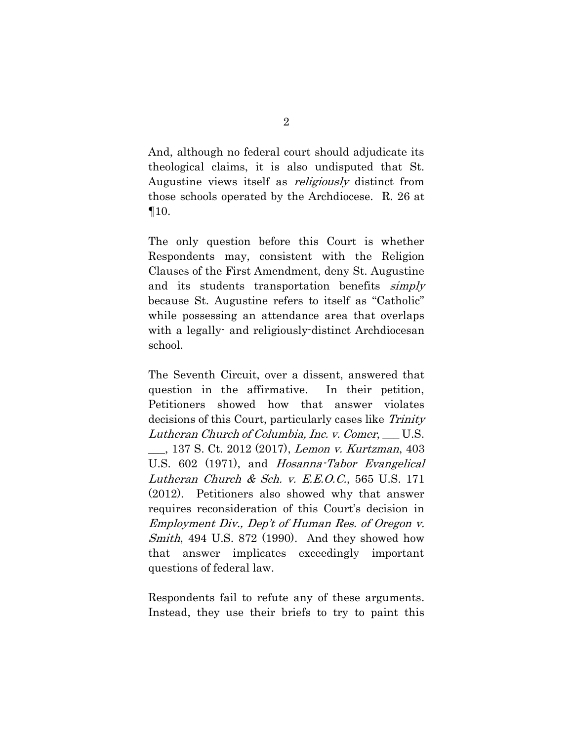And, although no federal court should adjudicate its theological claims, it is also undisputed that St. Augustine views itself as *religiously* distinct from those schools operated by the Archdiocese. R. 26 at ¶10.

The only question before this Court is whether Respondents may, consistent with the Religion Clauses of the First Amendment, deny St. Augustine and its students transportation benefits *simply* because St. Augustine refers to itself as "Catholic" while possessing an attendance area that overlaps with a legally- and religiously-distinct Archdiocesan school.

The Seventh Circuit, over a dissent, answered that question in the affirmative. In their petition, Petitioners showed how that answer violates decisions of this Court, particularly cases like *Trinity Lutheran Church of Columbia, Inc. v. Comer*, ___ U.S. ___, 137 S. Ct. 2012 (2017), *Lemon v. Kurtzman*, 403 U.S. 602 (1971), and *Hosanna-Tabor Evangelical Lutheran Church & Sch. v. E.E.O.C.*, 565 U.S. 171 (2012). Petitioners also showed why that answer requires reconsideration of this Court's decision in *Employment Div., Dep't of Human Res. of Oregon v. Smith*, 494 U.S. 872 (1990). And they showed how that answer implicates exceedingly important questions of federal law.

Respondents fail to refute any of these arguments. Instead, they use their briefs to try to paint this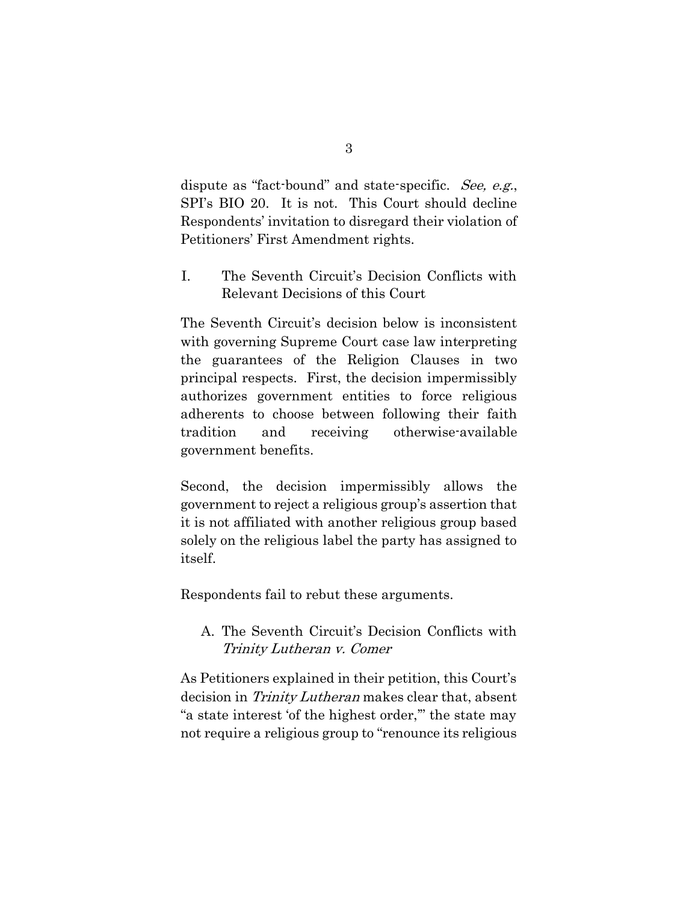dispute as "fact-bound" and state-specific. *See, e.g.*, SPI's BIO 20. It is not. This Court should decline Respondents' invitation to disregard their violation of Petitioners' First Amendment rights.

## I. The Seventh Circuit's Decision Conflicts with Relevant Decisions of this Court

The Seventh Circuit's decision below is inconsistent with governing Supreme Court case law interpreting the guarantees of the Religion Clauses in two principal respects. First, the decision impermissibly authorizes government entities to force religious adherents to choose between following their faith tradition and receiving otherwise-available government benefits.

Second, the decision impermissibly allows the government to reject a religious group's assertion that it is not affiliated with another religious group based solely on the religious label the party has assigned to itself.

Respondents fail to rebut these arguments.

### A. The Seventh Circuit's Decision Conflicts with *Trinity Lutheran v. Comer*

As Petitioners explained in their petition, this Court's decision in *Trinity Lutheran* makes clear that, absent "a state interest 'of the highest order,'" the state may not require a religious group to "renounce its religious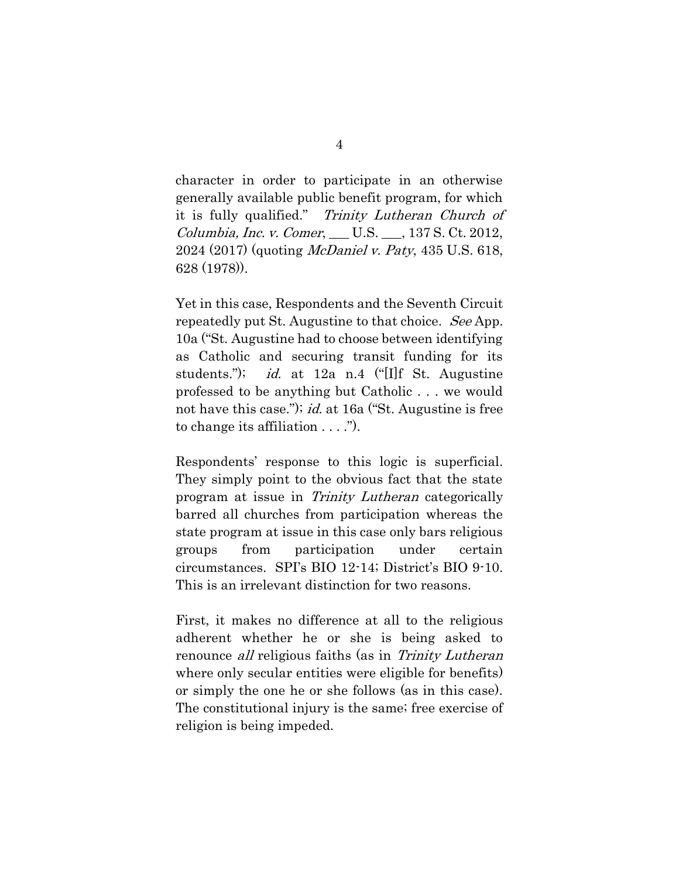character in order to participate in an otherwise generally available public benefit program, for which it is fully qualified." *Trinity Lutheran Church of Columbia, Inc. v. Comer*, ___ U.S. ___, 137 S. Ct. 2012, 2024 (2017) (quoting *McDaniel v. Paty*, 435 U.S. 618, 628 (1978)).

Yet in this case, Respondents and the Seventh Circuit repeatedly put St. Augustine to that choice. *See* App. 10a ("St. Augustine had to choose between identifying as Catholic and securing transit funding for its students."); *id.* at 12a n.4 ("[I]f St. Augustine professed to be anything but Catholic . . . we would not have this case."); *id.* at 16a ("St. Augustine is free to change its affiliation . . . .").

Respondents' response to this logic is superficial. They simply point to the obvious fact that the state program at issue in *Trinity Lutheran* categorically barred all churches from participation whereas the state program at issue in this case only bars religious groups from participation under certain circumstances. SPI's BIO 12-14; District's BIO 9-10. This is an irrelevant distinction for two reasons.

First, it makes no difference at all to the religious adherent whether he or she is being asked to renounce *all* religious faiths (as in *Trinity Lutheran* where only secular entities were eligible for benefits) or simply the one he or she follows (as in this case). The constitutional injury is the same; free exercise of religion is being impeded.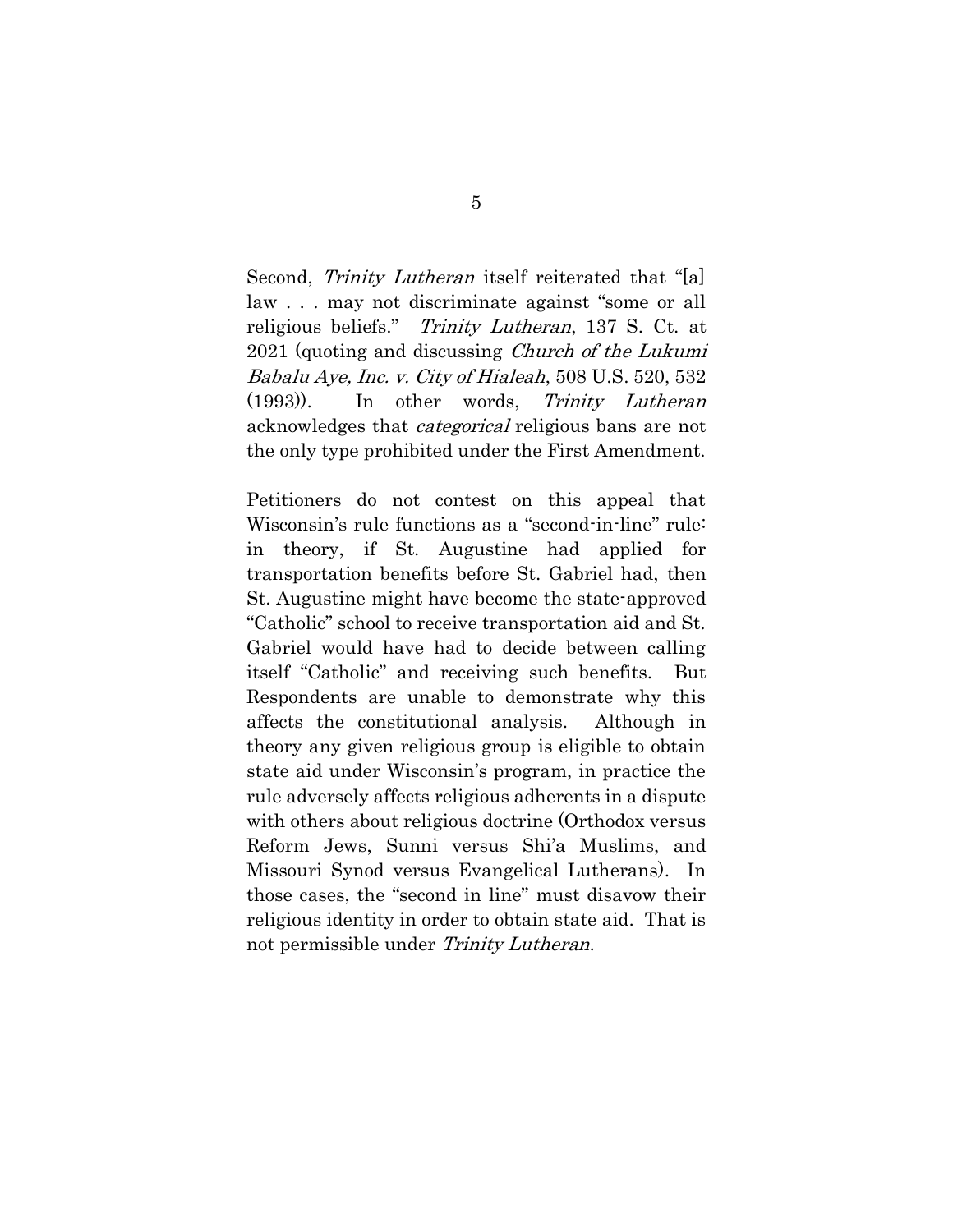Second, *Trinity Lutheran* itself reiterated that "[a] law . . . may not discriminate against "some or all religious beliefs." *Trinity Lutheran*, 137 S. Ct. at 2021 (quoting and discussing *Church of the Lukumi Babalu Aye, Inc. v. City of Hialeah*, 508 U.S. 520, 532 (1993)). In other words, *Trinity Lutheran* acknowledges that *categorical* religious bans are not the only type prohibited under the First Amendment.

Petitioners do not contest on this appeal that Wisconsin's rule functions as a "second-in-line" rule: in theory, if St. Augustine had applied for transportation benefits before St. Gabriel had, then St. Augustine might have become the state-approved "Catholic" school to receive transportation aid and St. Gabriel would have had to decide between calling itself "Catholic" and receiving such benefits. But Respondents are unable to demonstrate why this affects the constitutional analysis. Although in theory any given religious group is eligible to obtain state aid under Wisconsin's program, in practice the rule adversely affects religious adherents in a dispute with others about religious doctrine (Orthodox versus Reform Jews, Sunni versus Shi'a Muslims, and Missouri Synod versus Evangelical Lutherans). In those cases, the "second in line" must disavow their religious identity in order to obtain state aid. That is not permissible under *Trinity Lutheran*.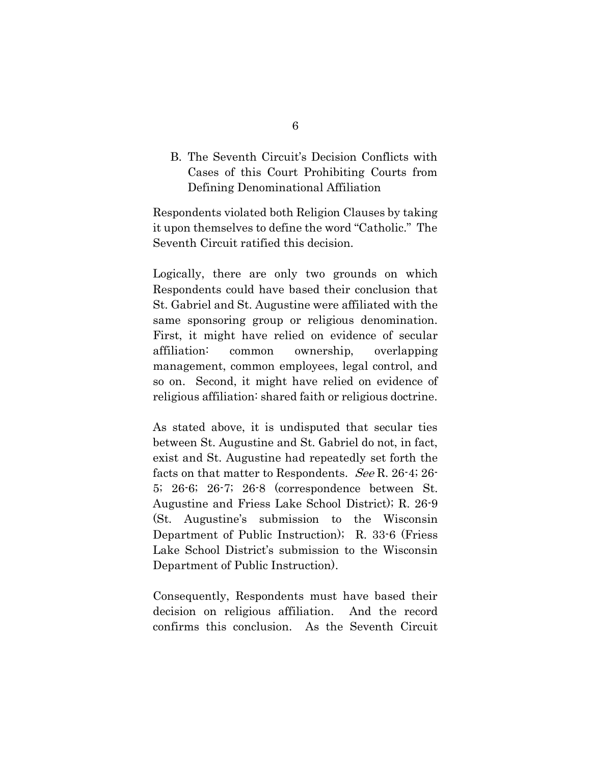### B. The Seventh Circuit's Decision Conflicts with Cases of this Court Prohibiting Courts from Defining Denominational Affiliation

Respondents violated both Religion Clauses by taking it upon themselves to define the word "Catholic." The Seventh Circuit ratified this decision.

Logically, there are only two grounds on which Respondents could have based their conclusion that St. Gabriel and St. Augustine were affiliated with the same sponsoring group or religious denomination. First, it might have relied on evidence of secular affiliation: common ownership, overlapping management, common employees, legal control, and so on. Second, it might have relied on evidence of religious affiliation: shared faith or religious doctrine.

As stated above, it is undisputed that secular ties between St. Augustine and St. Gabriel do not, in fact, exist and St. Augustine had repeatedly set forth the facts on that matter to Respondents. *See* R. 26-4; 26-5; 26-6; 26-7; 26-8 (correspondence between St. Augustine and Friess Lake School District); R. 26-9 (St. Augustine's submission to the Wisconsin Department of Public Instruction); R. 33-6 (Friess Lake School District's submission to the Wisconsin Department of Public Instruction).

Consequently, Respondents must have based their decision on religious affiliation. And the record confirms this conclusion. As the Seventh Circuit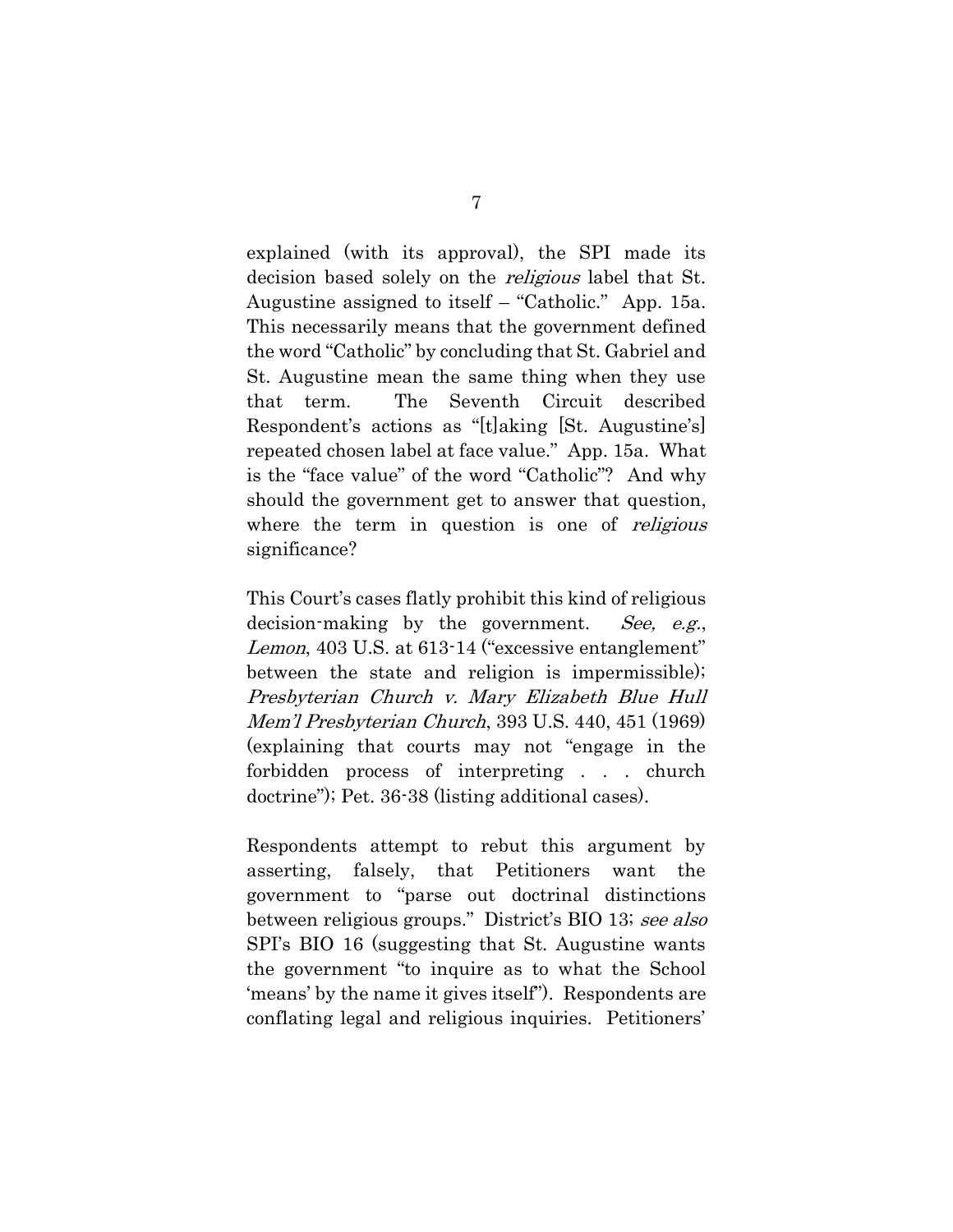explained (with its approval), the SPI made its decision based solely on the *religious* label that St. Augustine assigned to itself – "Catholic." App. 15a. This necessarily means that the government defined the word "Catholic" by concluding that St. Gabriel and St. Augustine mean the same thing when they use that term. The Seventh Circuit described Respondent's actions as "[t]aking [St. Augustine's] repeated chosen label at face value." App. 15a. What is the "face value" of the word "Catholic"? And why should the government get to answer that question, where the term in question is one of *religious* significance?

This Court's cases flatly prohibit this kind of religious decision-making by the government. *See, e.g.*, *Lemon*, 403 U.S. at 613-14 ("excessive entanglement" between the state and religion is impermissible); *Presbyterian Church v. Mary Elizabeth Blue Hull Mem'l Presbyterian Church*, 393 U.S. 440, 451 (1969) (explaining that courts may not "engage in the forbidden process of interpreting . . . church doctrine"); Pet. 36-38 (listing additional cases).

Respondents attempt to rebut this argument by asserting, falsely, that Petitioners want the government to "parse out doctrinal distinctions between religious groups." District's BIO 13; *see also* SPI's BIO 16 (suggesting that St. Augustine wants the government "to inquire as to what the School 'means' by the name it gives itself"). Respondents are conflating legal and religious inquiries. Petitioners'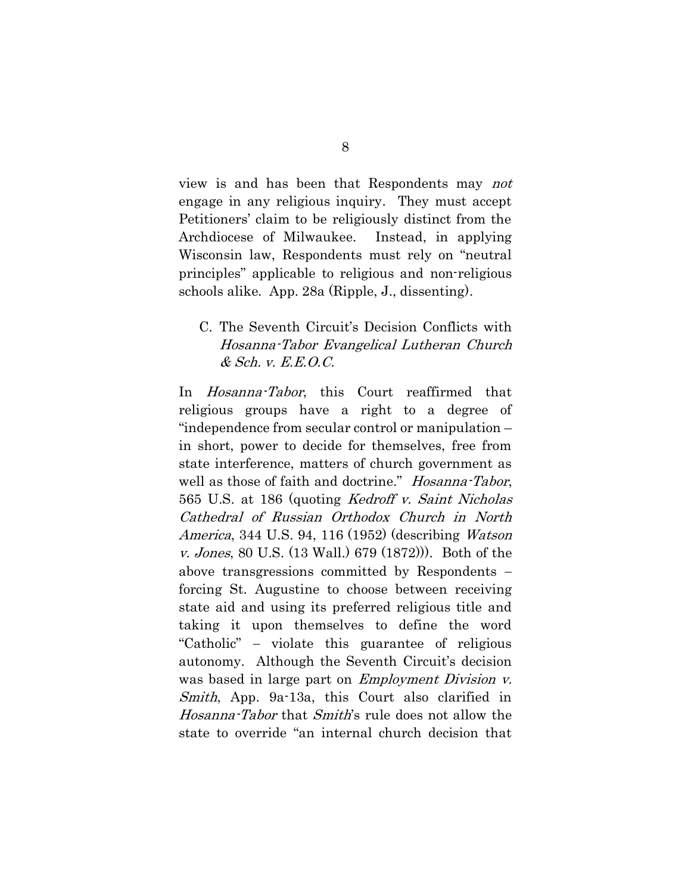view is and has been that Respondents may *not* engage in any religious inquiry. They must accept Petitioners' claim to be religiously distinct from the Archdiocese of Milwaukee. Instead, in applying Wisconsin law, Respondents must rely on "neutral principles" applicable to religious and non-religious schools alike. App. 28a (Ripple, J., dissenting).

### C. The Seventh Circuit's Decision Conflicts with *Hosanna-Tabor Evangelical Lutheran Church & Sch. v. E.E.O.C.*

In *Hosanna-Tabor*, this Court reaffirmed that religious groups have a right to a degree of "independence from secular control or manipulation – in short, power to decide for themselves, free from state interference, matters of church government as well as those of faith and doctrine." *Hosanna-Tabor*, 565 U.S. at 186 (quoting *Kedroff v. Saint Nicholas Cathedral of Russian Orthodox Church in North America*, 344 U.S. 94, 116 (1952) (describing *Watson v. Jones*, 80 U.S. (13 Wall.) 679 (1872))). Both of the above transgressions committed by Respondents – forcing St. Augustine to choose between receiving state aid and using its preferred religious title and taking it upon themselves to define the word "Catholic" – violate this guarantee of religious autonomy. Although the Seventh Circuit's decision was based in large part on *Employment Division v. Smith*, App. 9a-13a, this Court also clarified in *Hosanna-Tabor* that *Smith*'s rule does not allow the state to override "an internal church decision that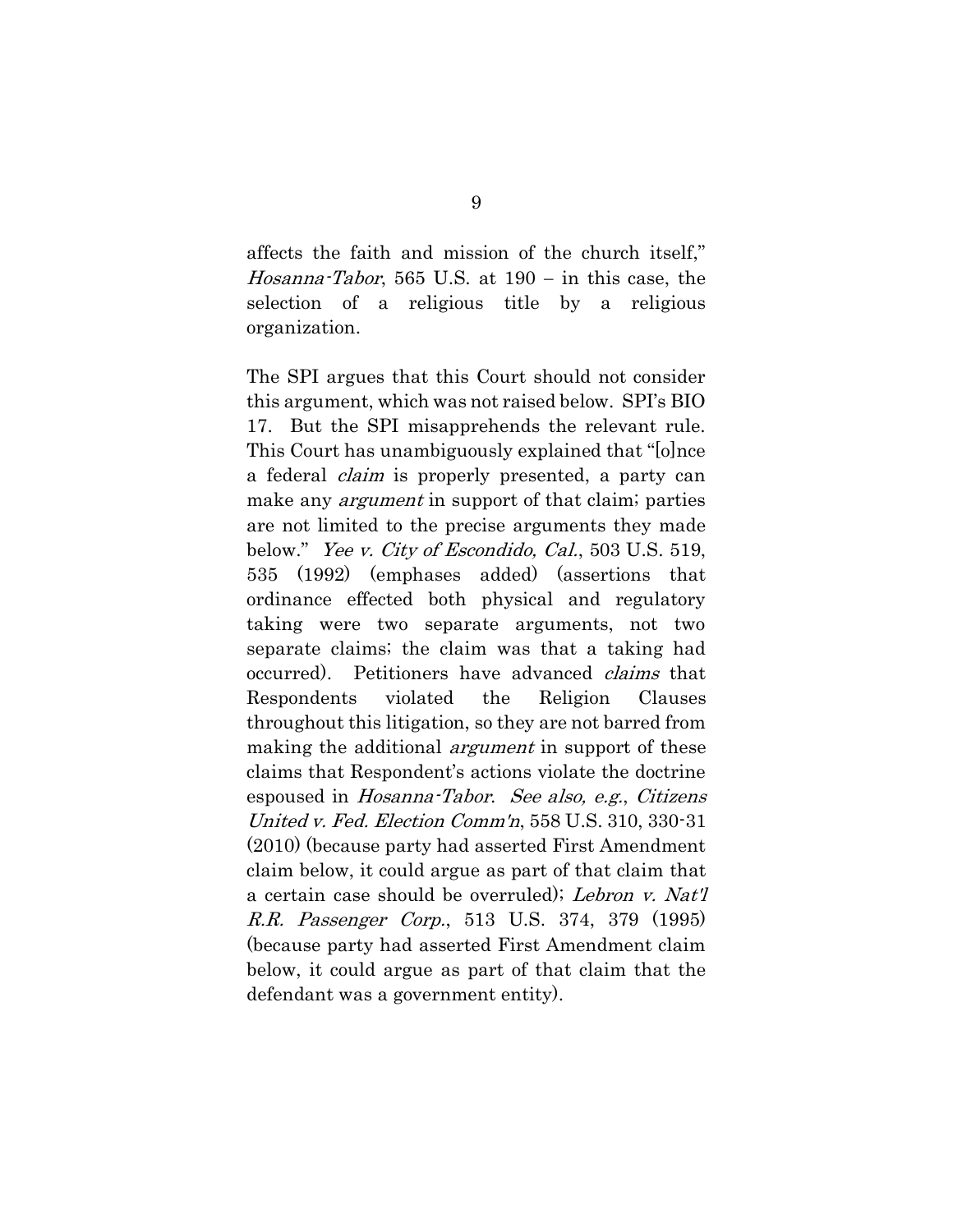affects the faith and mission of the church itself," *Hosanna-Tabor*, 565 U.S. at 190 – in this case, the selection of a religious title by a religious organization.

The SPI argues that this Court should not consider this argument, which was not raised below. SPI's BIO 17. But the SPI misapprehends the relevant rule. This Court has unambiguously explained that "[o]nce a federal *claim* is properly presented, a party can make any *argument* in support of that claim; parties are not limited to the precise arguments they made below." *Yee v. City of Escondido, Cal.*, 503 U.S. 519, 535 (1992) (emphases added) (assertions that ordinance effected both physical and regulatory taking were two separate arguments, not two separate claims; the claim was that a taking had occurred). Petitioners have advanced *claims* that Respondents violated the Religion Clauses throughout this litigation, so they are not barred from making the additional *argument* in support of these claims that Respondent's actions violate the doctrine espoused in *Hosanna-Tabor*. *See also, e.g.*, *Citizens United v. Fed. Election Comm'n*, 558 U.S. 310, 330-31 (2010) (because party had asserted First Amendment claim below, it could argue as part of that claim that a certain case should be overruled); *Lebron v. Nat'l R.R. Passenger Corp.*, 513 U.S. 374, 379 (1995) (because party had asserted First Amendment claim below, it could argue as part of that claim that the defendant was a government entity).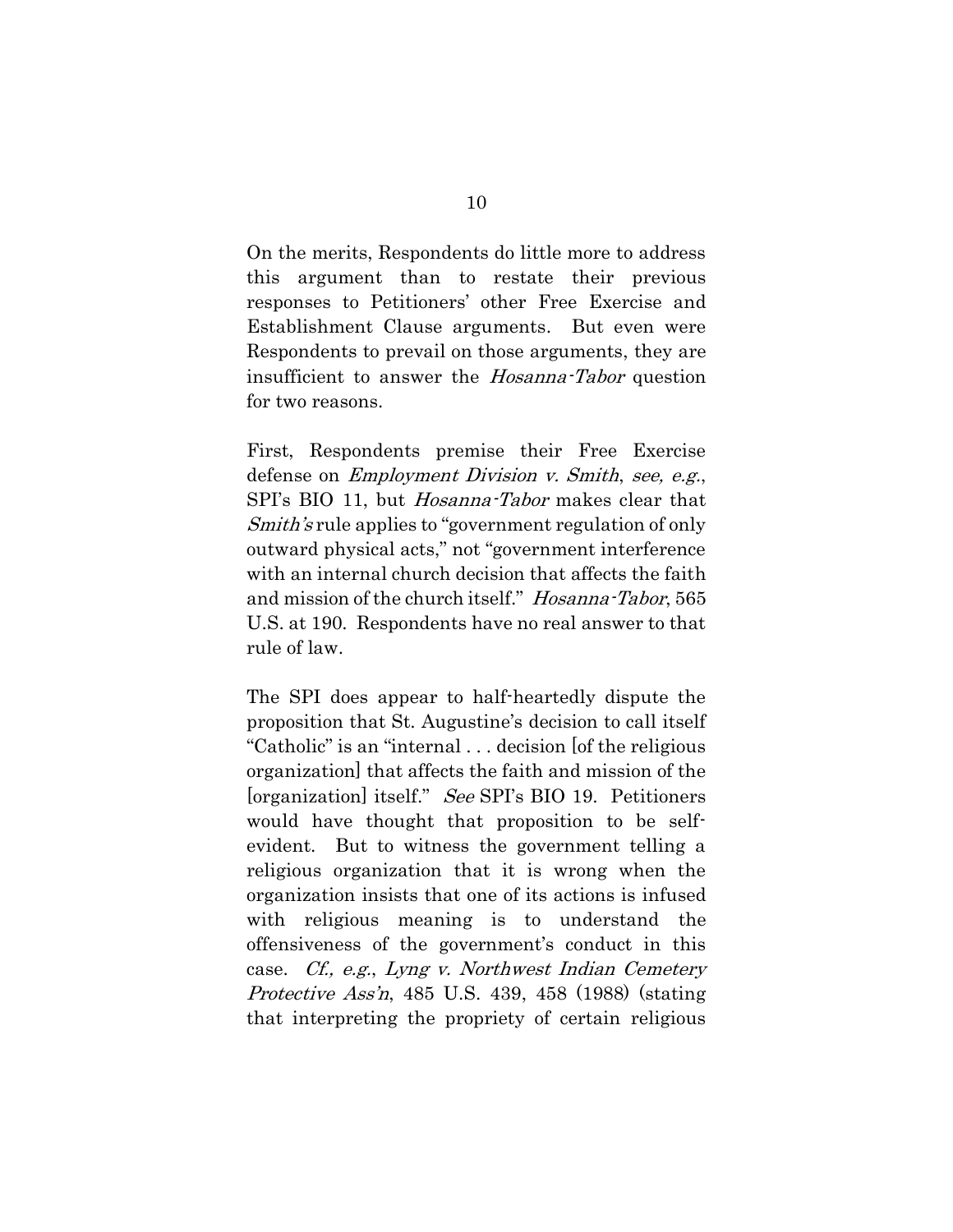On the merits, Respondents do little more to address this argument than to restate their previous responses to Petitioners' other Free Exercise and Establishment Clause arguments. But even were Respondents to prevail on those arguments, they are insufficient to answer the *Hosanna-Tabor* question for two reasons.

First, Respondents premise their Free Exercise defense on *Employment Division v. Smith*, *see, e.g.*, SPI's BIO 11, but *Hosanna-Tabor* makes clear that *Smith's* rule applies to "government regulation of only outward physical acts," not "government interference with an internal church decision that affects the faith and mission of the church itself." *Hosanna-Tabor*, 565 U.S. at 190. Respondents have no real answer to that rule of law.

The SPI does appear to half-heartedly dispute the proposition that St. Augustine's decision to call itself "Catholic" is an "internal . . . decision [of the religious organization] that affects the faith and mission of the [organization] itself." *See* SPI's BIO 19. Petitioners would have thought that proposition to be self-evident. But to witness the government telling a religious organization that it is wrong when the organization insists that one of its actions is infused with religious meaning is to understand the offensiveness of the government's conduct in this case. *Cf., e.g.*, *Lyng v. Northwest Indian Cemetery Protective Ass'n*, 485 U.S. 439, 458 (1988) (stating that interpreting the propriety of certain religious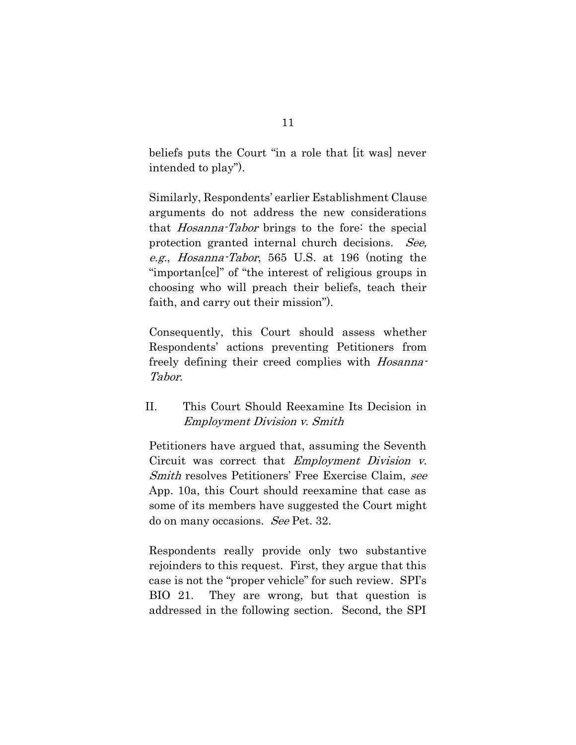beliefs puts the Court "in a role that [it was] never intended to play").

Similarly, Respondents' earlier Establishment Clause arguments do not address the new considerations that *Hosanna-Tabor* brings to the fore: the special protection granted internal church decisions. *See, e.g.*, *Hosanna-Tabor*, 565 U.S. at 196 (noting the "importan[ce]" of "the interest of religious groups in choosing who will preach their beliefs, teach their faith, and carry out their mission").

Consequently, this Court should assess whether Respondents' actions preventing Petitioners from freely defining their creed complies with *Hosanna-Tabor*.

## II. This Court Should Reexamine Its Decision in *Employment Division v. Smith*

Petitioners have argued that, assuming the Seventh Circuit was correct that *Employment Division v. Smith* resolves Petitioners' Free Exercise Claim, *see* App. 10a, this Court should reexamine that case as some of its members have suggested the Court might do on many occasions. *See* Pet. 32.

Respondents really provide only two substantive rejoinders to this request. First, they argue that this case is not the "proper vehicle" for such review. SPI's BIO 21. They are wrong, but that question is addressed in the following section. Second, the SPI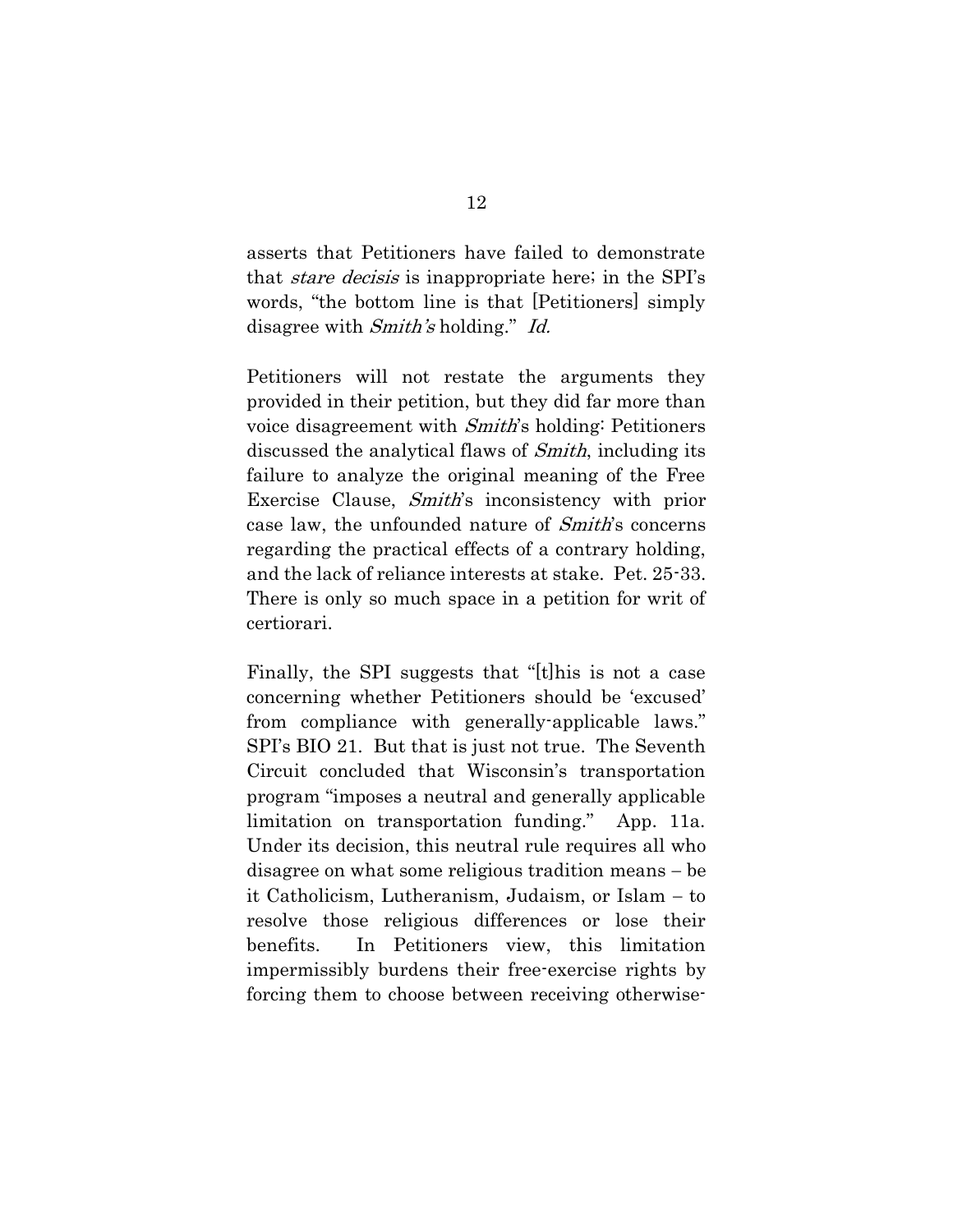asserts that Petitioners have failed to demonstrate that *stare decisis* is inappropriate here; in the SPI's words, "the bottom line is that [Petitioners] simply disagree with *Smith's* holding." *Id.*

Petitioners will not restate the arguments they provided in their petition, but they did far more than voice disagreement with *Smith*'s holding: Petitioners discussed the analytical flaws of *Smith*, including its failure to analyze the original meaning of the Free Exercise Clause, *Smith*'s inconsistency with prior case law, the unfounded nature of *Smith*'s concerns regarding the practical effects of a contrary holding, and the lack of reliance interests at stake. Pet. 25-33. There is only so much space in a petition for writ of certiorari.

Finally, the SPI suggests that "[t]his is not a case concerning whether Petitioners should be 'excused' from compliance with generally-applicable laws." SPI's BIO 21. But that is just not true. The Seventh Circuit concluded that Wisconsin's transportation program "imposes a neutral and generally applicable limitation on transportation funding." App. 11a. Under its decision, this neutral rule requires all who disagree on what some religious tradition means – be it Catholicism, Lutheranism, Judaism, or Islam – to resolve those religious differences or lose their benefits. In Petitioners view, this limitation impermissibly burdens their free-exercise rights by forcing them to choose between receiving otherwise-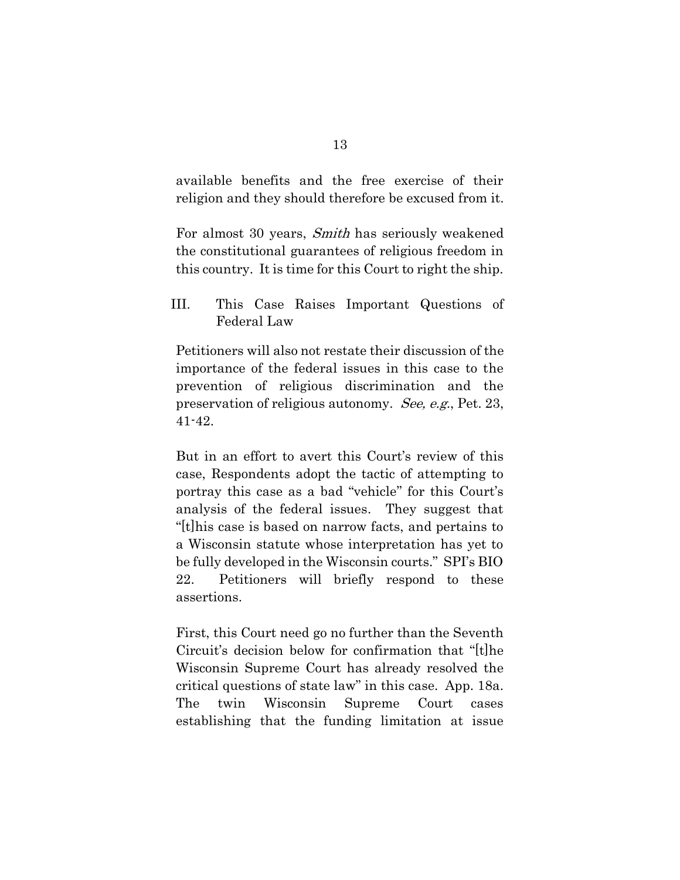available benefits and the free exercise of their religion and they should therefore be excused from it.

For almost 30 years, *Smith* has seriously weakened the constitutional guarantees of religious freedom in this country. It is time for this Court to right the ship.

## III. This Case Raises Important Questions of Federal Law

Petitioners will also not restate their discussion of the importance of the federal issues in this case to the prevention of religious discrimination and the preservation of religious autonomy. *See, e.g.*, Pet. 23, 41-42.

But in an effort to avert this Court's review of this case, Respondents adopt the tactic of attempting to portray this case as a bad "vehicle" for this Court's analysis of the federal issues. They suggest that "[t]his case is based on narrow facts, and pertains to a Wisconsin statute whose interpretation has yet to be fully developed in the Wisconsin courts." SPI's BIO 22. Petitioners will briefly respond to these assertions.

First, this Court need go no further than the Seventh Circuit's decision below for confirmation that "[t]he Wisconsin Supreme Court has already resolved the critical questions of state law" in this case. App. 18a. The twin Wisconsin Supreme Court cases establishing that the funding limitation at issue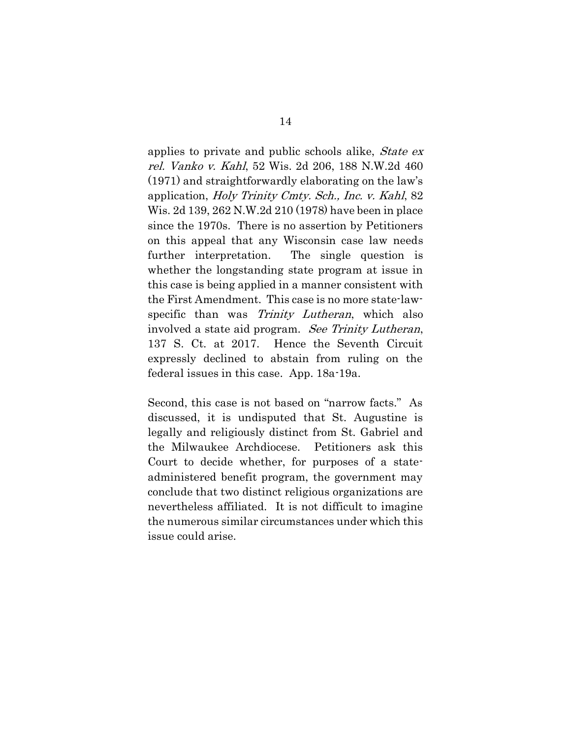applies to private and public schools alike, *State ex rel. Vanko v. Kahl*, 52 Wis. 2d 206, 188 N.W.2d 460 (1971) and straightforwardly elaborating on the law's application, *Holy Trinity Cmty. Sch., Inc. v. Kahl*, 82 Wis. 2d 139, 262 N.W.2d 210 (1978) have been in place since the 1970s. There is no assertion by Petitioners on this appeal that any Wisconsin case law needs further interpretation. The single question is whether the longstanding state program at issue in this case is being applied in a manner consistent with the First Amendment. This case is no more state-law-specific than was *Trinity Lutheran*, which also involved a state aid program. *See Trinity Lutheran*, 137 S. Ct. at 2017. Hence the Seventh Circuit expressly declined to abstain from ruling on the federal issues in this case. App. 18a-19a.

Second, this case is not based on "narrow facts." As discussed, it is undisputed that St. Augustine is legally and religiously distinct from St. Gabriel and the Milwaukee Archdiocese. Petitioners ask this Court to decide whether, for purposes of a state-administered benefit program, the government may conclude that two distinct religious organizations are nevertheless affiliated. It is not difficult to imagine the numerous similar circumstances under which this issue could arise.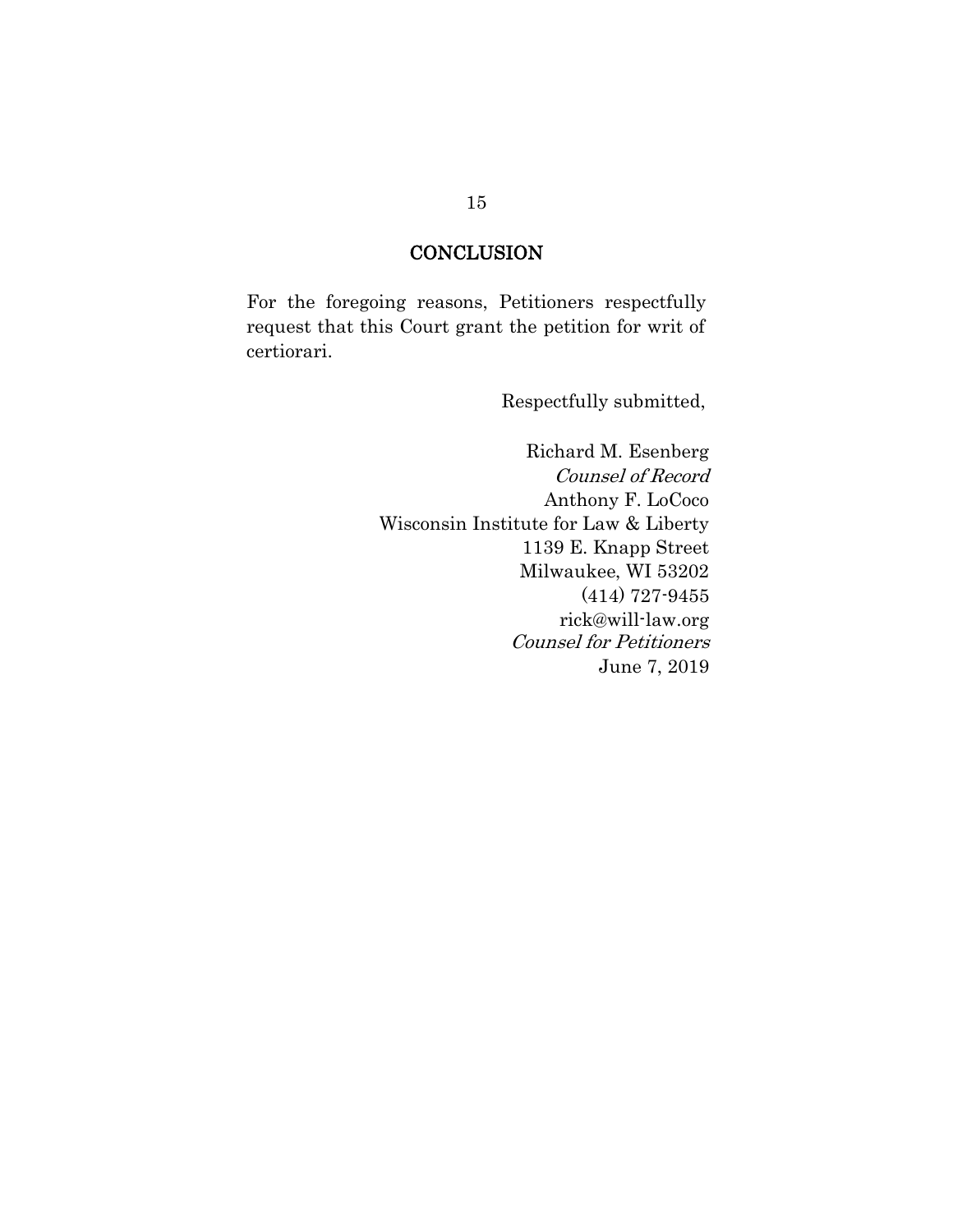## CONCLUSION

For the foregoing reasons, Petitioners respectfully request that this Court grant the petition for writ of certiorari.

Respectfully submitted,

Richard M. Esenberg
*Counsel of Record*
Anthony F. LoCoco
Wisconsin Institute for Law & Liberty
1139 E. Knapp Street
Milwaukee, WI 53202
(414) 727-9455
rick@will-law.org
*Counsel for Petitioners*
June 7, 2019